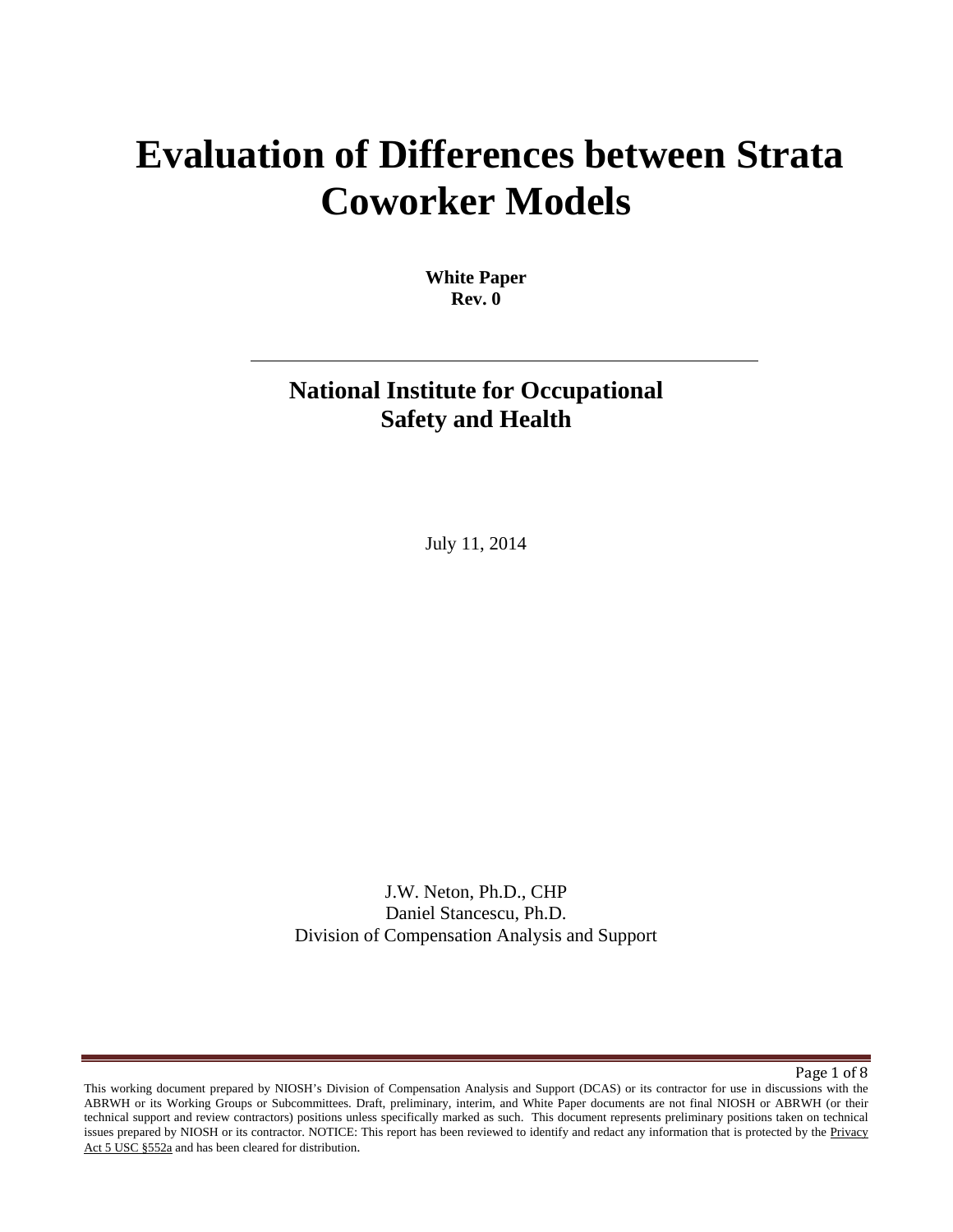# Evaluation of Differences between Strata Coworker Models

**White Paper**
**Rev. 0**

---

## National Institute for Occupational Safety and Health

July 11, 2014

J.W. Neton, Ph.D., CHP
Daniel Stancescu, Ph.D.
Division of Compensation Analysis and Support

This working document prepared by NIOSH's Division of Compensation Analysis and Support (DCAS) or its contractor for use in discussions with the ABRWH or its Working Groups or Subcommittees. Draft, preliminary, interim, and White Paper documents are not final NIOSH or ABRWH (or their technical support and review contractors) positions unless specifically marked as such. This document represents preliminary positions taken on technical issues prepared by NIOSH or its contractor. NOTICE: This report has been reviewed to identify and redact any information that is protected by the Privacy Act 5 USC §552a and has been cleared for distribution.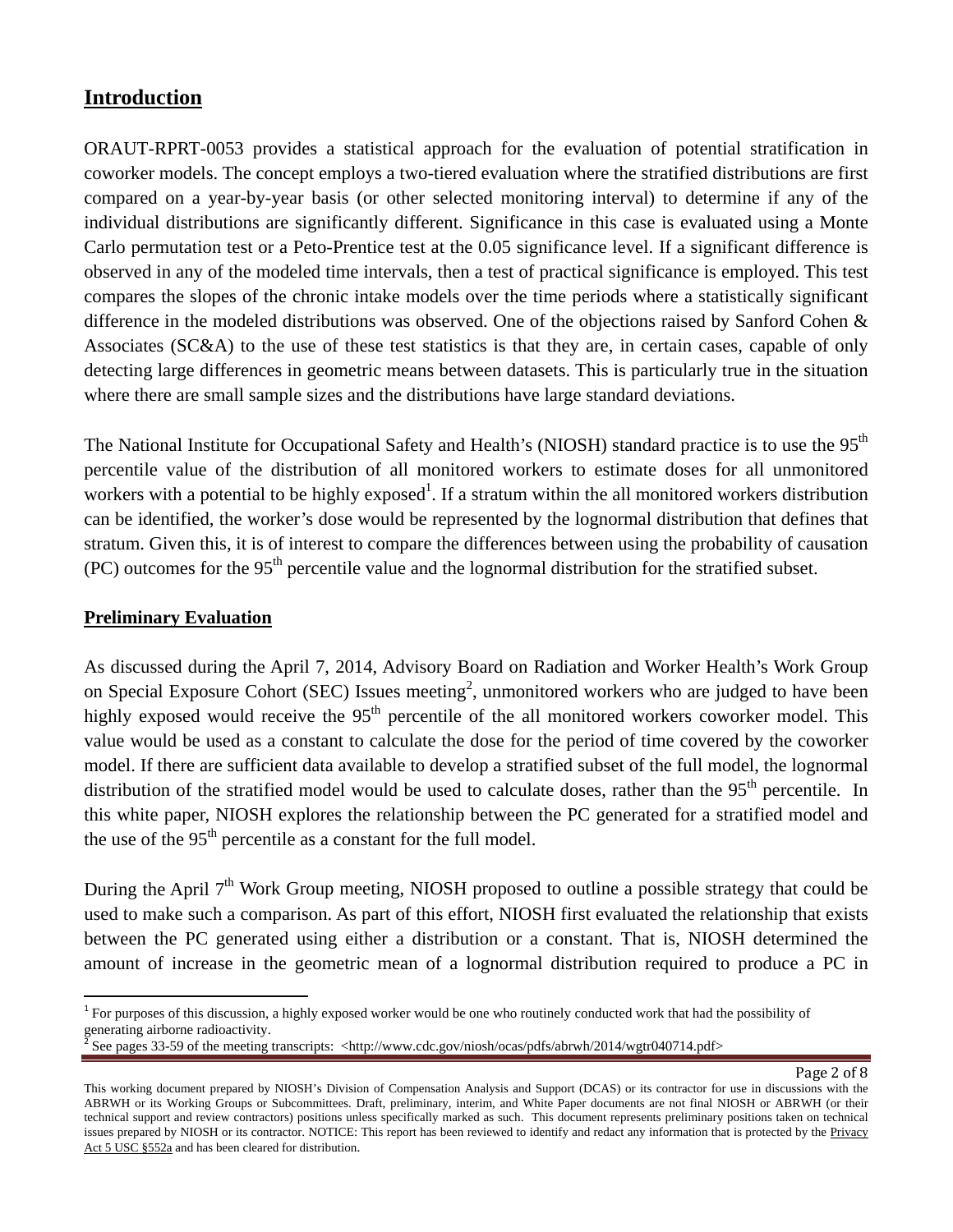## Introduction

ORAUT-RPRT-0053 provides a statistical approach for the evaluation of potential stratification in coworker models. The concept employs a two-tiered evaluation where the stratified distributions are first compared on a year-by-year basis (or other selected monitoring interval) to determine if any of the individual distributions are significantly different. Significance in this case is evaluated using a Monte Carlo permutation test or a Peto-Prentice test at the 0.05 significance level. If a significant difference is observed in any of the modeled time intervals, then a test of practical significance is employed. This test compares the slopes of the chronic intake models over the time periods where a statistically significant difference in the modeled distributions was observed. One of the objections raised by Sanford Cohen & Associates (SC&A) to the use of these test statistics is that they are, in certain cases, capable of only detecting large differences in geometric means between datasets. This is particularly true in the situation where there are small sample sizes and the distributions have large standard deviations.

The National Institute for Occupational Safety and Health's (NIOSH) standard practice is to use the 95th percentile value of the distribution of all monitored workers to estimate doses for all unmonitored workers with a potential to be highly exposed[1]. If a stratum within the all monitored workers distribution can be identified, the worker's dose would be represented by the lognormal distribution that defines that stratum. Given this, it is of interest to compare the differences between using the probability of causation (PC) outcomes for the 95th percentile value and the lognormal distribution for the stratified subset.

## Preliminary Evaluation

As discussed during the April 7, 2014, Advisory Board on Radiation and Worker Health's Work Group on Special Exposure Cohort (SEC) Issues meeting[2], unmonitored workers who are judged to have been highly exposed would receive the 95th percentile of the all monitored workers coworker model. This value would be used as a constant to calculate the dose for the period of time covered by the coworker model. If there are sufficient data available to develop a stratified subset of the full model, the lognormal distribution of the stratified model would be used to calculate doses, rather than the 95th percentile. In this white paper, NIOSH explores the relationship between the PC generated for a stratified model and the use of the 95th percentile as a constant for the full model.

During the April 7th Work Group meeting, NIOSH proposed to outline a possible strategy that could be used to make such a comparison. As part of this effort, NIOSH first evaluated the relationship that exists between the PC generated using either a distribution or a constant. That is, NIOSH determined the amount of increase in the geometric mean of a lognormal distribution required to produce a PC in

[1] For purposes of this discussion, a highly exposed worker would be one who routinely conducted work that had the possibility of generating airborne radioactivity.

[2] See pages 33-59 of the meeting transcripts: <http://www.cdc.gov/niosh/ocas/pdfs/abrwh/2014/wgtr040714.pdf>

This working document prepared by NIOSH's Division of Compensation Analysis and Support (DCAS) or its contractor for use in discussions with the ABRWH or its Working Groups or Subcommittees. Draft, preliminary, interim, and White Paper documents are not final NIOSH or ABRWH (or their technical support and review contractors) positions unless specifically marked as such. This document represents preliminary positions taken on technical issues prepared by NIOSH or its contractor. NOTICE: This report has been reviewed to identify and redact any information that is protected by the Privacy Act 5 USC §552a and has been cleared for distribution.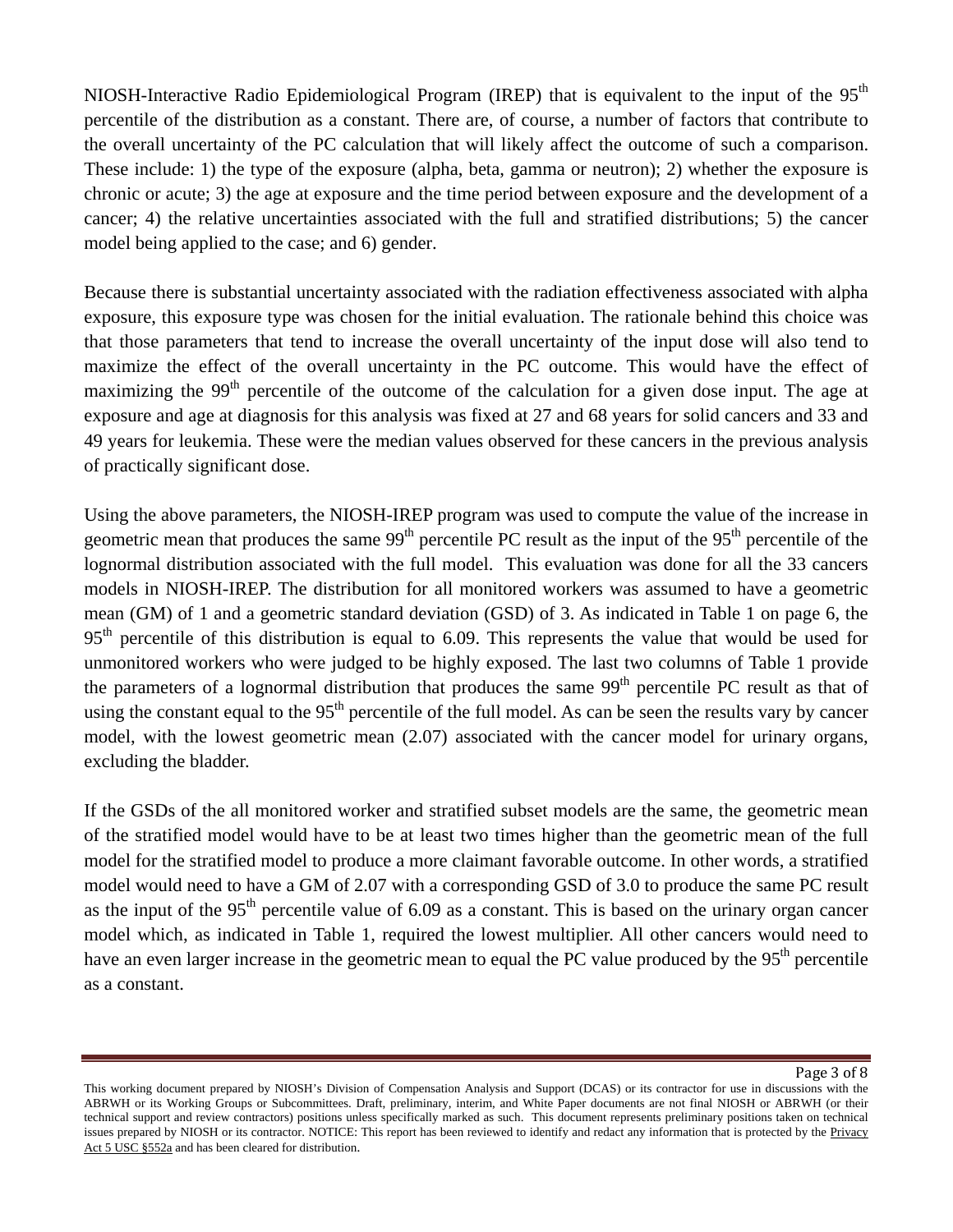NIOSH-Interactive Radio Epidemiological Program (IREP) that is equivalent to the input of the 95th percentile of the distribution as a constant. There are, of course, a number of factors that contribute to the overall uncertainty of the PC calculation that will likely affect the outcome of such a comparison. These include: 1) the type of the exposure (alpha, beta, gamma or neutron); 2) whether the exposure is chronic or acute; 3) the age at exposure and the time period between exposure and the development of a cancer; 4) the relative uncertainties associated with the full and stratified distributions; 5) the cancer model being applied to the case; and 6) gender.

Because there is substantial uncertainty associated with the radiation effectiveness associated with alpha exposure, this exposure type was chosen for the initial evaluation. The rationale behind this choice was that those parameters that tend to increase the overall uncertainty of the input dose will also tend to maximize the effect of the overall uncertainty in the PC outcome. This would have the effect of maximizing the 99th percentile of the outcome of the calculation for a given dose input. The age at exposure and age at diagnosis for this analysis was fixed at 27 and 68 years for solid cancers and 33 and 49 years for leukemia. These were the median values observed for these cancers in the previous analysis of practically significant dose.

Using the above parameters, the NIOSH-IREP program was used to compute the value of the increase in geometric mean that produces the same 99th percentile PC result as the input of the 95th percentile of the lognormal distribution associated with the full model. This evaluation was done for all the 33 cancers models in NIOSH-IREP. The distribution for all monitored workers was assumed to have a geometric mean (GM) of 1 and a geometric standard deviation (GSD) of 3. As indicated in Table 1 on page 6, the 95th percentile of this distribution is equal to 6.09. This represents the value that would be used for unmonitored workers who were judged to be highly exposed. The last two columns of Table 1 provide the parameters of a lognormal distribution that produces the same 99th percentile PC result as that of using the constant equal to the 95th percentile of the full model. As can be seen the results vary by cancer model, with the lowest geometric mean (2.07) associated with the cancer model for urinary organs, excluding the bladder.

If the GSDs of the all monitored worker and stratified subset models are the same, the geometric mean of the stratified model would have to be at least two times higher than the geometric mean of the full model for the stratified model to produce a more claimant favorable outcome. In other words, a stratified model would need to have a GM of 2.07 with a corresponding GSD of 3.0 to produce the same PC result as the input of the 95th percentile value of 6.09 as a constant. This is based on the urinary organ cancer model which, as indicated in Table 1, required the lowest multiplier. All other cancers would need to have an even larger increase in the geometric mean to equal the PC value produced by the 95th percentile as a constant.

This working document prepared by NIOSH's Division of Compensation Analysis and Support (DCAS) or its contractor for use in discussions with the ABRWH or its Working Groups or Subcommittees. Draft, preliminary, interim, and White Paper documents are not final NIOSH or ABRWH (or their technical support and review contractors) positions unless specifically marked as such. This document represents preliminary positions taken on technical issues prepared by NIOSH or its contractor. NOTICE: This report has been reviewed to identify and redact any information that is protected by the Privacy Act 5 USC §552a and has been cleared for distribution.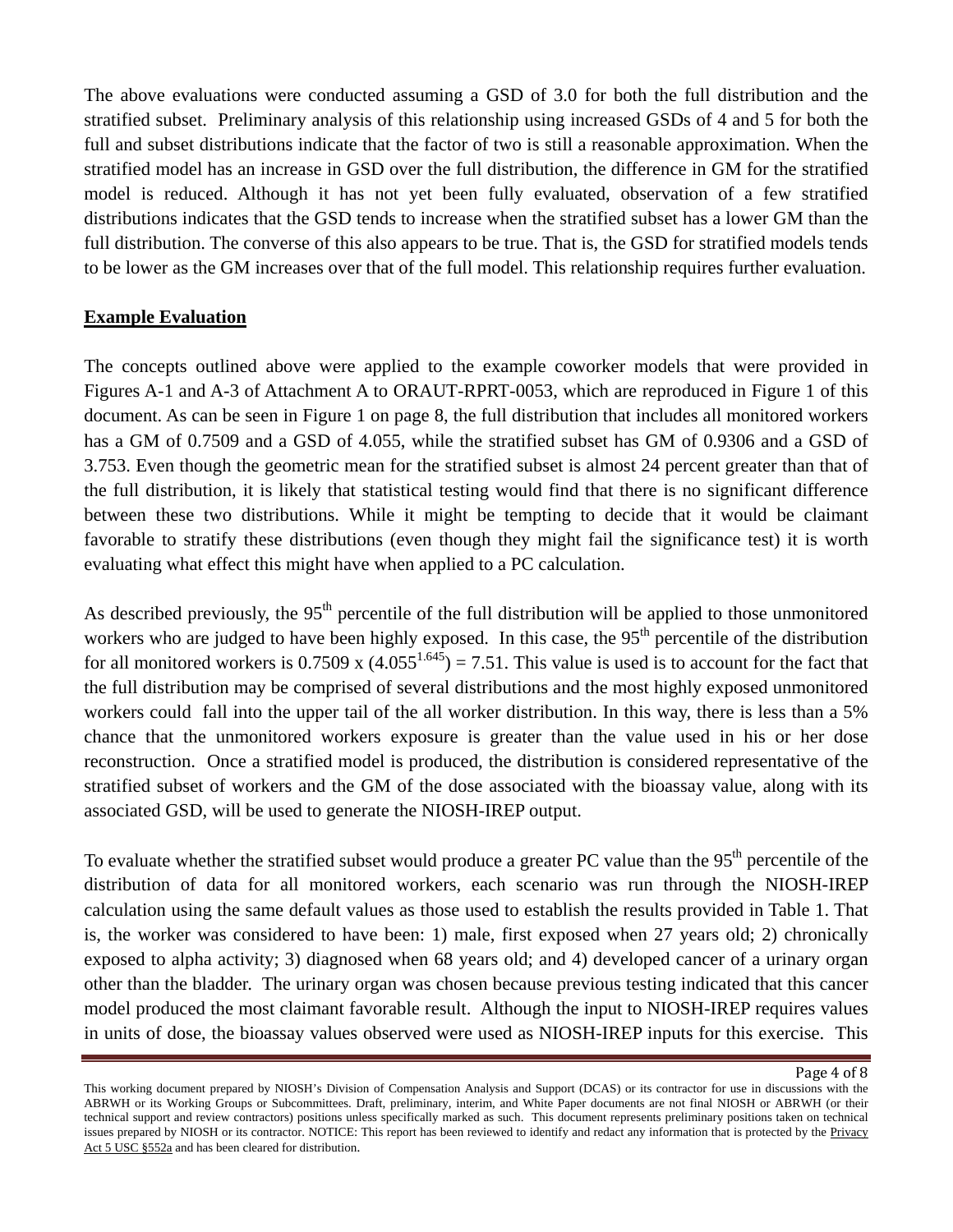The above evaluations were conducted assuming a GSD of 3.0 for both the full distribution and the stratified subset. Preliminary analysis of this relationship using increased GSDs of 4 and 5 for both the full and subset distributions indicate that the factor of two is still a reasonable approximation. When the stratified model has an increase in GSD over the full distribution, the difference in GM for the stratified model is reduced. Although it has not yet been fully evaluated, observation of a few stratified distributions indicates that the GSD tends to increase when the stratified subset has a lower GM than the full distribution. The converse of this also appears to be true. That is, the GSD for stratified models tends to be lower as the GM increases over that of the full model. This relationship requires further evaluation.

**Example Evaluation**

The concepts outlined above were applied to the example coworker models that were provided in Figures A-1 and A-3 of Attachment A to ORAUT-RPRT-0053, which are reproduced in Figure 1 of this document. As can be seen in Figure 1 on page 8, the full distribution that includes all monitored workers has a GM of 0.7509 and a GSD of 4.055, while the stratified subset has GM of 0.9306 and a GSD of 3.753. Even though the geometric mean for the stratified subset is almost 24 percent greater than that of the full distribution, it is likely that statistical testing would find that there is no significant difference between these two distributions. While it might be tempting to decide that it would be claimant favorable to stratify these distributions (even though they might fail the significance test) it is worth evaluating what effect this might have when applied to a PC calculation.

As described previously, the 95$^{th}$ percentile of the full distribution will be applied to those unmonitored workers who are judged to have been highly exposed. In this case, the 95$^{th}$ percentile of the distribution for all monitored workers is 0.7509 x ($4.055^{1.645}$) = 7.51. This value is used is to account for the fact that the full distribution may be comprised of several distributions and the most highly exposed unmonitored workers could fall into the upper tail of the all worker distribution. In this way, there is less than a 5% chance that the unmonitored workers exposure is greater than the value used in his or her dose reconstruction. Once a stratified model is produced, the distribution is considered representative of the stratified subset of workers and the GM of the dose associated with the bioassay value, along with its associated GSD, will be used to generate the NIOSH-IREP output.

To evaluate whether the stratified subset would produce a greater PC value than the 95$^{th}$ percentile of the distribution of data for all monitored workers, each scenario was run through the NIOSH-IREP calculation using the same default values as those used to establish the results provided in Table 1. That is, the worker was considered to have been: 1) male, first exposed when 27 years old; 2) chronically exposed to alpha activity; 3) diagnosed when 68 years old; and 4) developed cancer of a urinary organ other than the bladder. The urinary organ was chosen because previous testing indicated that this cancer model produced the most claimant favorable result. Although the input to NIOSH-IREP requires values in units of dose, the bioassay values observed were used as NIOSH-IREP inputs for this exercise. This

This working document prepared by NIOSH's Division of Compensation Analysis and Support (DCAS) or its contractor for use in discussions with the ABRWH or its Working Groups or Subcommittees. Draft, preliminary, interim, and White Paper documents are not final NIOSH or ABRWH (or their technical support and review contractors) positions unless specifically marked as such. This document represents preliminary positions taken on technical issues prepared by NIOSH or its contractor. NOTICE: This report has been reviewed to identify and redact any information that is protected by the Privacy Act 5 USC §552a and has been cleared for distribution.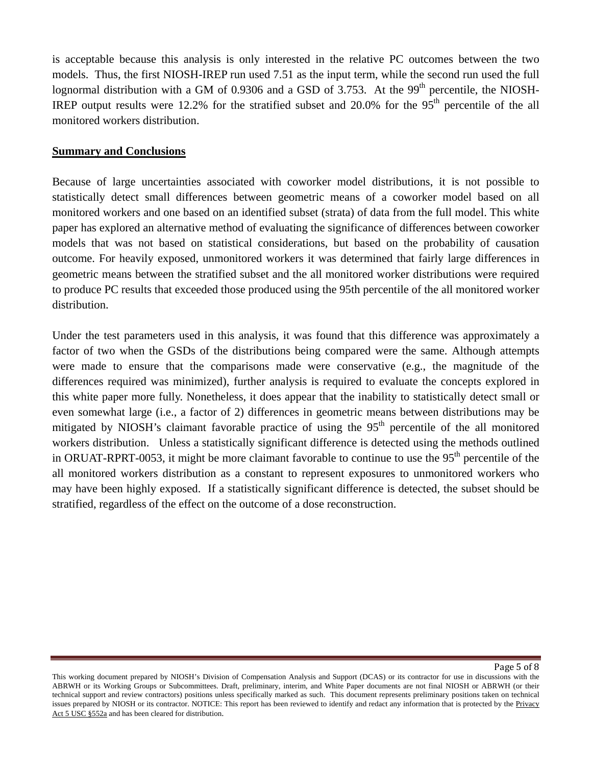is acceptable because this analysis is only interested in the relative PC outcomes between the two models. Thus, the first NIOSH-IREP run used 7.51 as the input term, while the second run used the full lognormal distribution with a GM of 0.9306 and a GSD of 3.753. At the 99th percentile, the NIOSH-IREP output results were 12.2% for the stratified subset and 20.0% for the 95th percentile of the all monitored workers distribution.

## Summary and Conclusions

Because of large uncertainties associated with coworker model distributions, it is not possible to statistically detect small differences between geometric means of a coworker model based on all monitored workers and one based on an identified subset (strata) of data from the full model. This white paper has explored an alternative method of evaluating the significance of differences between coworker models that was not based on statistical considerations, but based on the probability of causation outcome. For heavily exposed, unmonitored workers it was determined that fairly large differences in geometric means between the stratified subset and the all monitored worker distributions were required to produce PC results that exceeded those produced using the 95th percentile of the all monitored worker distribution.

Under the test parameters used in this analysis, it was found that this difference was approximately a factor of two when the GSDs of the distributions being compared were the same. Although attempts were made to ensure that the comparisons made were conservative (e.g., the magnitude of the differences required was minimized), further analysis is required to evaluate the concepts explored in this white paper more fully. Nonetheless, it does appear that the inability to statistically detect small or even somewhat large (i.e., a factor of 2) differences in geometric means between distributions may be mitigated by NIOSH's claimant favorable practice of using the 95th percentile of the all monitored workers distribution. Unless a statistically significant difference is detected using the methods outlined in ORUAT-RPRT-0053, it might be more claimant favorable to continue to use the 95th percentile of the all monitored workers distribution as a constant to represent exposures to unmonitored workers who may have been highly exposed. If a statistically significant difference is detected, the subset should be stratified, regardless of the effect on the outcome of a dose reconstruction.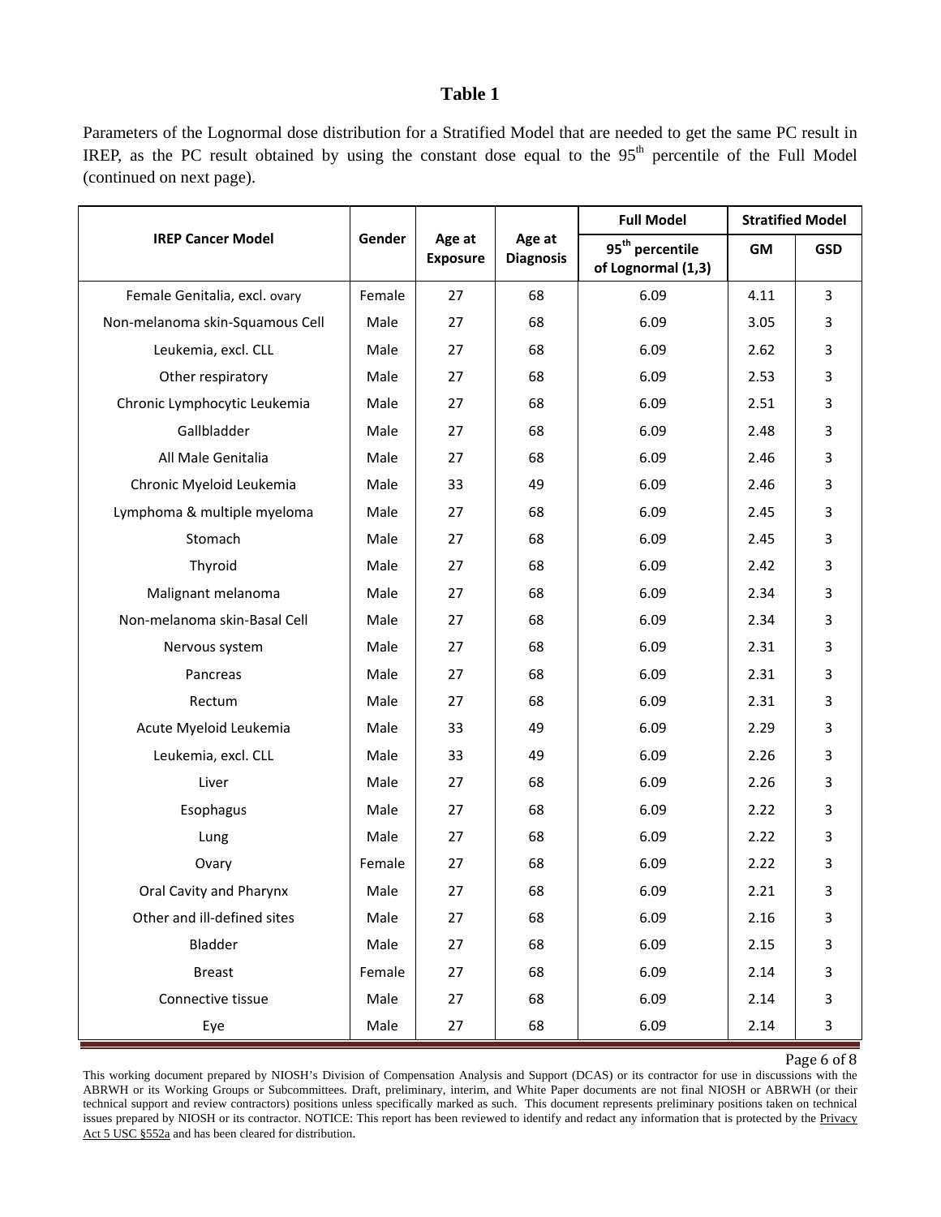# Table 1

Parameters of the Lognormal dose distribution for a Stratified Model that are needed to get the same PC result in IREP, as the PC result obtained by using the constant dose equal to the 95th percentile of the Full Model (continued on next page).

| IREP Cancer Model | Gender | Age at Exposure | Age at Diagnosis | Full Model | Stratified Model | |
|---|---|---|---|---|---|---|
| | | | | 95th percentile of Lognormal (1,3) | GM | GSD |
| Female Genitalia, excl. ovary | Female | 27 | 68 | 6.09 | 4.11 | 3 |
| Non-melanoma skin-Squamous Cell | Male | 27 | 68 | 6.09 | 3.05 | 3 |
| Leukemia, excl. CLL | Male | 27 | 68 | 6.09 | 2.62 | 3 |
| Other respiratory | Male | 27 | 68 | 6.09 | 2.53 | 3 |
| Chronic Lymphocytic Leukemia | Male | 27 | 68 | 6.09 | 2.51 | 3 |
| Gallbladder | Male | 27 | 68 | 6.09 | 2.48 | 3 |
| All Male Genitalia | Male | 27 | 68 | 6.09 | 2.46 | 3 |
| Chronic Myeloid Leukemia | Male | 33 | 49 | 6.09 | 2.46 | 3 |
| Lymphoma & multiple myeloma | Male | 27 | 68 | 6.09 | 2.45 | 3 |
| Stomach | Male | 27 | 68 | 6.09 | 2.45 | 3 |
| Thyroid | Male | 27 | 68 | 6.09 | 2.42 | 3 |
| Malignant melanoma | Male | 27 | 68 | 6.09 | 2.34 | 3 |
| Non-melanoma skin-Basal Cell | Male | 27 | 68 | 6.09 | 2.34 | 3 |
| Nervous system | Male | 27 | 68 | 6.09 | 2.31 | 3 |
| Pancreas | Male | 27 | 68 | 6.09 | 2.31 | 3 |
| Rectum | Male | 27 | 68 | 6.09 | 2.31 | 3 |
| Acute Myeloid Leukemia | Male | 33 | 49 | 6.09 | 2.29 | 3 |
| Leukemia, excl. CLL | Male | 33 | 49 | 6.09 | 2.26 | 3 |
| Liver | Male | 27 | 68 | 6.09 | 2.26 | 3 |
| Esophagus | Male | 27 | 68 | 6.09 | 2.22 | 3 |
| Lung | Male | 27 | 68 | 6.09 | 2.22 | 3 |
| Ovary | Female | 27 | 68 | 6.09 | 2.22 | 3 |
| Oral Cavity and Pharynx | Male | 27 | 68 | 6.09 | 2.21 | 3 |
| Other and ill-defined sites | Male | 27 | 68 | 6.09 | 2.16 | 3 |
| Bladder | Male | 27 | 68 | 6.09 | 2.15 | 3 |
| Breast | Female | 27 | 68 | 6.09 | 2.14 | 3 |
| Connective tissue | Male | 27 | 68 | 6.09 | 2.14 | 3 |
| Eye | Male | 27 | 68 | 6.09 | 2.14 | 3 |

This working document prepared by NIOSH's Division of Compensation Analysis and Support (DCAS) or its contractor for use in discussions with the ABRWH or its Working Groups or Subcommittees. Draft, preliminary, interim, and White Paper documents are not final NIOSH or ABRWH (or their technical support and review contractors) positions unless specifically marked as such. This document represents preliminary positions taken on technical issues prepared by NIOSH or its contractor. NOTICE: This report has been reviewed to identify and redact any information that is protected by the Privacy Act 5 USC §552a and has been cleared for distribution.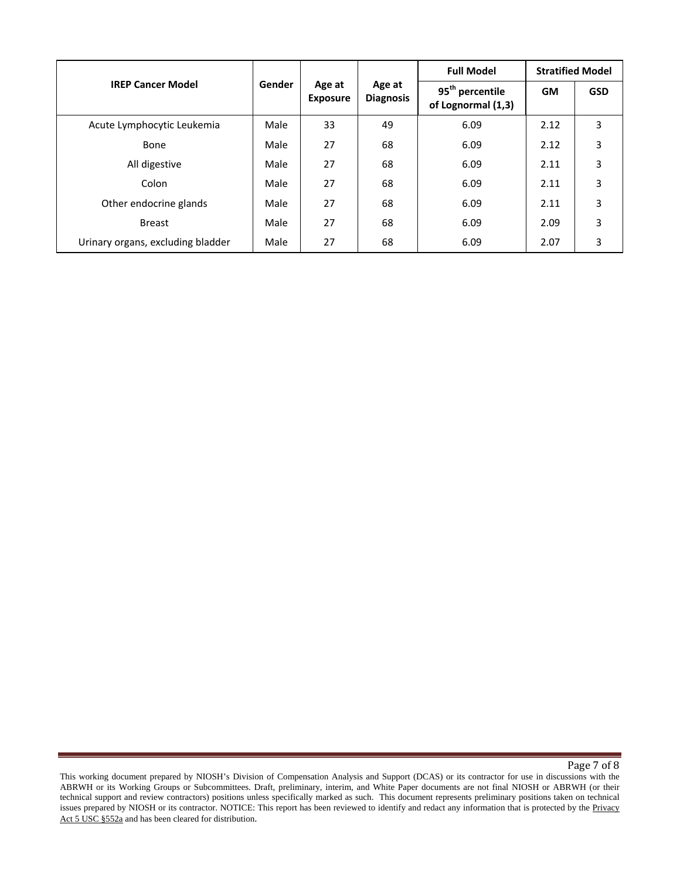| IREP Cancer Model | Gender | Age at Exposure | Age at Diagnosis | Full Model | Stratified Model | |
|---|---|---|---|---|---|---|
| | | | | 95th percentile of Lognormal (1,3) | GM | GSD |
| Acute Lymphocytic Leukemia | Male | 33 | 49 | 6.09 | 2.12 | 3 |
| Bone | Male | 27 | 68 | 6.09 | 2.12 | 3 |
| All digestive | Male | 27 | 68 | 6.09 | 2.11 | 3 |
| Colon | Male | 27 | 68 | 6.09 | 2.11 | 3 |
| Other endocrine glands | Male | 27 | 68 | 6.09 | 2.11 | 3 |
| Breast | Male | 27 | 68 | 6.09 | 2.09 | 3 |
| Urinary organs, excluding bladder | Male | 27 | 68 | 6.09 | 2.07 | 3 |

This working document prepared by NIOSH's Division of Compensation Analysis and Support (DCAS) or its contractor for use in discussions with the ABRWH or its Working Groups or Subcommittees. Draft, preliminary, interim, and White Paper documents are not final NIOSH or ABRWH (or their technical support and review contractors) positions unless specifically marked as such. This document represents preliminary positions taken on technical issues prepared by NIOSH or its contractor. NOTICE: This report has been reviewed to identify and redact any information that is protected by the Privacy Act 5 USC §552a and has been cleared for distribution.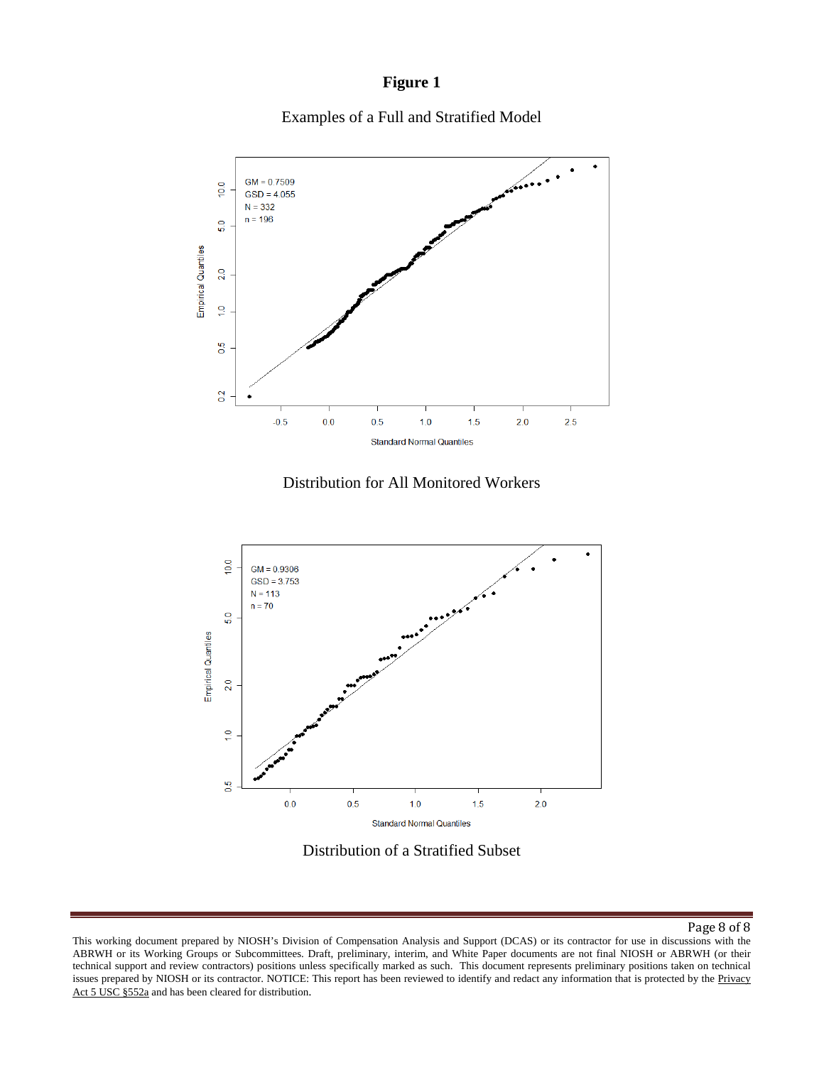**Figure 1**

Examples of a Full and Stratified Model

GM = 0.7509
GSD = 4.055
N = 332
n = 196

Empirical Quantiles

0.2
0.5
1.0
2.0
5.0
10.0

-0.5
0.0
0.5
1.0
1.5
2.0
2.5

Standard Normal Quantiles

Distribution for All Monitored Workers

GM = 0.9306
GSD = 3.753
N = 113
n = 70

Empirical Quantiles

0.5
1.0
2.0
5.0
10.0

0.0
0.5
1.0
1.5
2.0

Standard Normal Quantiles

Distribution of a Stratified Subset

This working document prepared by NIOSH's Division of Compensation Analysis and Support (DCAS) or its contractor for use in discussions with the ABRWH or its Working Groups or Subcommittees. Draft, preliminary, interim, and White Paper documents are not final NIOSH or ABRWH (or their technical support and review contractors) positions unless specifically marked as such. This document represents preliminary positions taken on technical issues prepared by NIOSH or its contractor. NOTICE: This report has been reviewed to identify and redact any information that is protected by the Privacy Act 5 USC §552a and has been cleared for distribution.